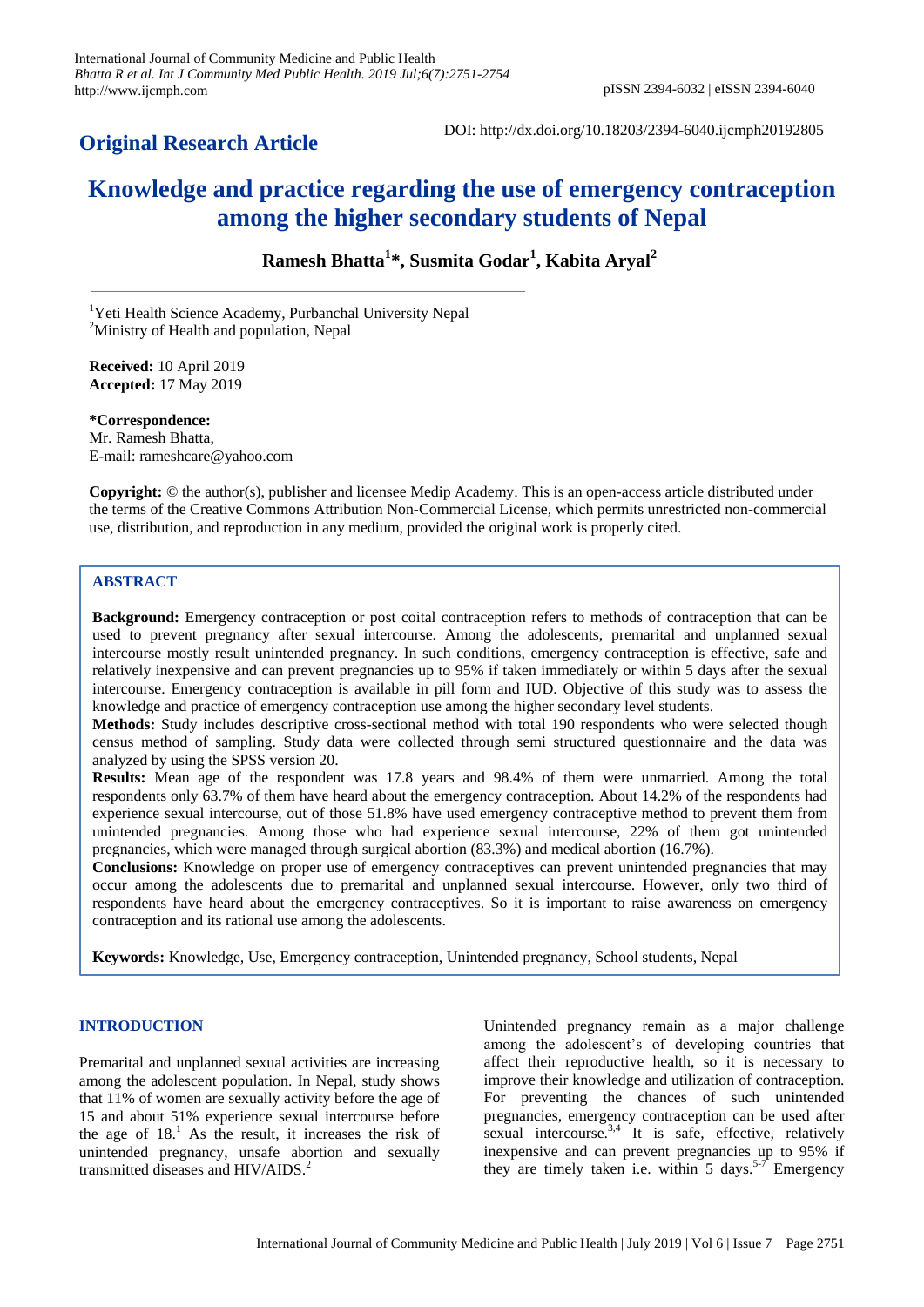## Original Research Article

DOI: http://dx.doi.org/10.18203/2394-6040.ijcmph20192805

# Knowledge and practice regarding the use of emergency contraception among the higher secondary students of Nepal

**Ramesh Bhatta[1]*, Susmita Godar[1], Kabita Aryal[2]**

[1]Yeti Health Science Academy, Purbanchal University Nepal
[2]Ministry of Health and population, Nepal

**Received:** 10 April 2019
**Accepted:** 17 May 2019

***Correspondence:**
Mr. Ramesh Bhatta,
E-mail: rameshcare@yahoo.com

**Copyright:** © the author(s), publisher and licensee Medip Academy. This is an open-access article distributed under the terms of the Creative Commons Attribution Non-Commercial License, which permits unrestricted non-commercial use, distribution, and reproduction in any medium, provided the original work is properly cited.

## ABSTRACT

**Background:** Emergency contraception or post coital contraception refers to methods of contraception that can be used to prevent pregnancy after sexual intercourse. Among the adolescents, premarital and unplanned sexual intercourse mostly result unintended pregnancy. In such conditions, emergency contraception is effective, safe and relatively inexpensive and can prevent pregnancies up to 95% if taken immediately or within 5 days after the sexual intercourse. Emergency contraception is available in pill form and IUD. Objective of this study was to assess the knowledge and practice of emergency contraception use among the higher secondary level students.

**Methods:** Study includes descriptive cross-sectional method with total 190 respondents who were selected though census method of sampling. Study data were collected through semi structured questionnaire and the data was analyzed by using the SPSS version 20.

**Results:** Mean age of the respondent was 17.8 years and 98.4% of them were unmarried. Among the total respondents only 63.7% of them have heard about the emergency contraception. About 14.2% of the respondents had experience sexual intercourse, out of those 51.8% have used emergency contraceptive method to prevent them from unintended pregnancies. Among those who had experience sexual intercourse, 22% of them got unintended pregnancies, which were managed through surgical abortion (83.3%) and medical abortion (16.7%).

**Conclusions:** Knowledge on proper use of emergency contraceptives can prevent unintended pregnancies that may occur among the adolescents due to premarital and unplanned sexual intercourse. However, only two third of respondents have heard about the emergency contraceptives. So it is important to raise awareness on emergency contraception and its rational use among the adolescents.

**Keywords:** Knowledge, Use, Emergency contraception, Unintended pregnancy, School students, Nepal

## INTRODUCTION

Premarital and unplanned sexual activities are increasing among the adolescent population. In Nepal, study shows that 11% of women are sexually activity before the age of 15 and about 51% experience sexual intercourse before the age of 18.[1] As the result, it increases the risk of unintended pregnancy, unsafe abortion and sexually transmitted diseases and HIV/AIDS.[2]

Unintended pregnancy remain as a major challenge among the adolescent's of developing countries that affect their reproductive health, so it is necessary to improve their knowledge and utilization of contraception. For preventing the chances of such unintended pregnancies, emergency contraception can be used after sexual intercourse.[3,4] It is safe, effective, relatively inexpensive and can prevent pregnancies up to 95% if they are timely taken i.e. within 5 days.[5-7] Emergency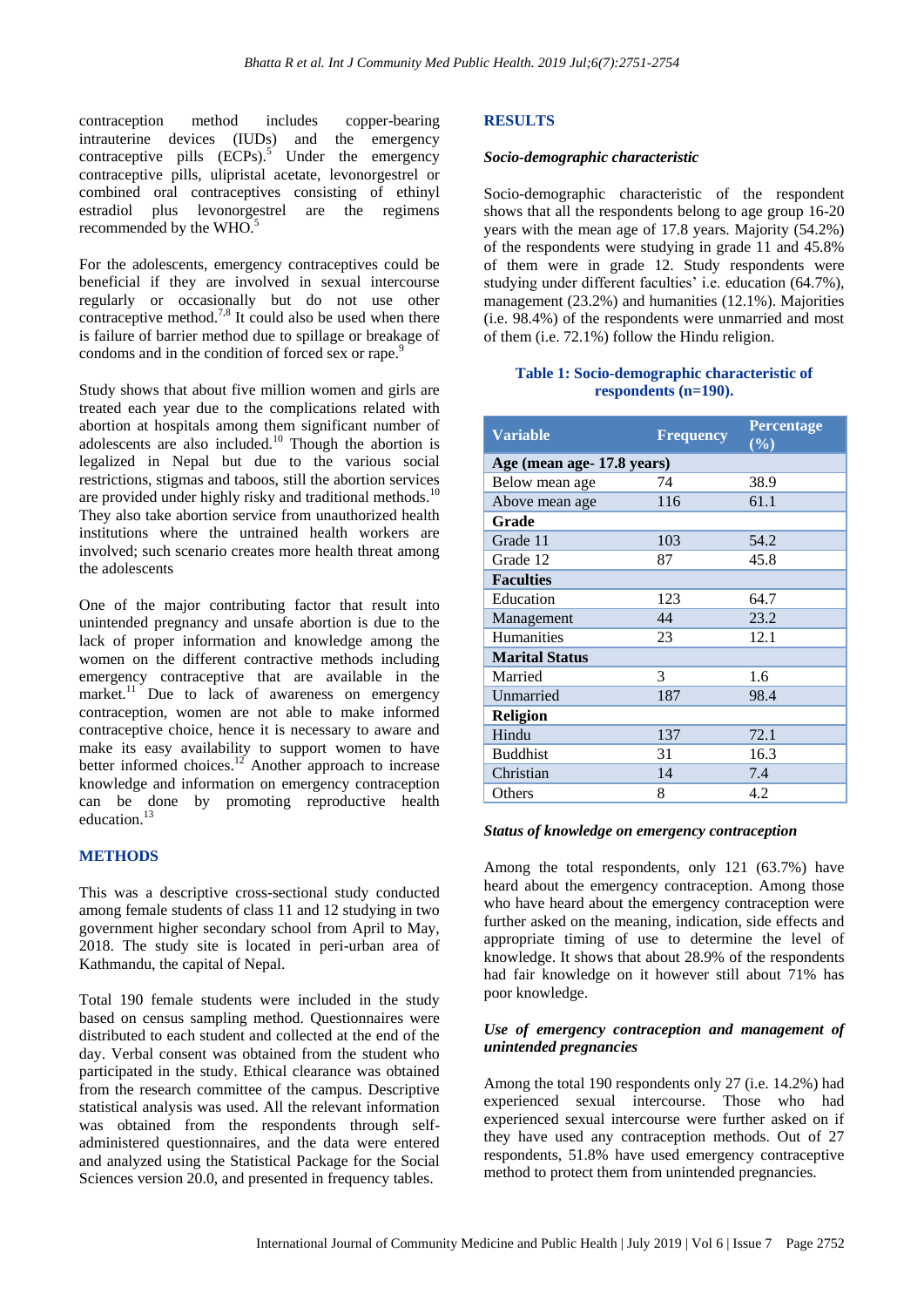contraception method includes copper-bearing intrauterine devices (IUDs) and the emergency contraceptive pills (ECPs).[5] Under the emergency contraceptive pills, ulipristal acetate, levonorgestrel or combined oral contraceptives consisting of ethinyl estradiol plus levonorgestrel are the regimens recommended by the WHO.[5]

For the adolescents, emergency contraceptives could be beneficial if they are involved in sexual intercourse regularly or occasionally but do not use other contraceptive method.[7,8] It could also be used when there is failure of barrier method due to spillage or breakage of condoms and in the condition of forced sex or rape.[9]

Study shows that about five million women and girls are treated each year due to the complications related with abortion at hospitals among them significant number of adolescents are also included.[10] Though the abortion is legalized in Nepal but due to the various social restrictions, stigmas and taboos, still the abortion services are provided under highly risky and traditional methods.[10] They also take abortion service from unauthorized health institutions where the untrained health workers are involved; such scenario creates more health threat among the adolescents

One of the major contributing factor that result into unintended pregnancy and unsafe abortion is due to the lack of proper information and knowledge among the women on the different contractive methods including emergency contraceptive that are available in the market.[11] Due to lack of awareness on emergency contraception, women are not able to make informed contraceptive choice, hence it is necessary to aware and make its easy availability to support women to have better informed choices.[12] Another approach to increase knowledge and information on emergency contraception can be done by promoting reproductive health education.[13]

## METHODS

This was a descriptive cross-sectional study conducted among female students of class 11 and 12 studying in two government higher secondary school from April to May, 2018. The study site is located in peri-urban area of Kathmandu, the capital of Nepal.

Total 190 female students were included in the study based on census sampling method. Questionnaires were distributed to each student and collected at the end of the day. Verbal consent was obtained from the student who participated in the study. Ethical clearance was obtained from the research committee of the campus. Descriptive statistical analysis was used. All the relevant information was obtained from the respondents through self-administered questionnaires, and the data were entered and analyzed using the Statistical Package for the Social Sciences version 20.0, and presented in frequency tables.

## RESULTS

### *Socio-demographic characteristic*

Socio-demographic characteristic of the respondent shows that all the respondents belong to age group 16-20 years with the mean age of 17.8 years. Majority (54.2%) of the respondents were studying in grade 11 and 45.8% of them were in grade 12. Study respondents were studying under different faculties' i.e. education (64.7%), management (23.2%) and humanities (12.1%). Majorities (i.e. 98.4%) of the respondents were unmarried and most of them (i.e. 72.1%) follow the Hindu religion.

**Table 1: Socio-demographic characteristic of respondents (n=190).**

| Variable | Frequency | Percentage (%) |
|---|---|---|
| **Age (mean age- 17.8 years)** | | |
| Below mean age | 74 | 38.9 |
| Above mean age | 116 | 61.1 |
| **Grade** | | |
| Grade 11 | 103 | 54.2 |
| Grade 12 | 87 | 45.8 |
| **Faculties** | | |
| Education | 123 | 64.7 |
| Management | 44 | 23.2 |
| Humanities | 23 | 12.1 |
| **Marital Status** | | |
| Married | 3 | 1.6 |
| Unmarried | 187 | 98.4 |
| **Religion** | | |
| Hindu | 137 | 72.1 |
| Buddhist | 31 | 16.3 |
| Christian | 14 | 7.4 |
| Others | 8 | 4.2 |

### *Status of knowledge on emergency contraception*

Among the total respondents, only 121 (63.7%) have heard about the emergency contraception. Among those who have heard about the emergency contraception were further asked on the meaning, indication, side effects and appropriate timing of use to determine the level of knowledge. It shows that about 28.9% of the respondents had fair knowledge on it however still about 71% has poor knowledge.

### *Use of emergency contraception and management of unintended pregnancies*

Among the total 190 respondents only 27 (i.e. 14.2%) had experienced sexual intercourse. Those who had experienced sexual intercourse were further asked on if they have used any contraception methods. Out of 27 respondents, 51.8% have used emergency contraceptive method to protect them from unintended pregnancies.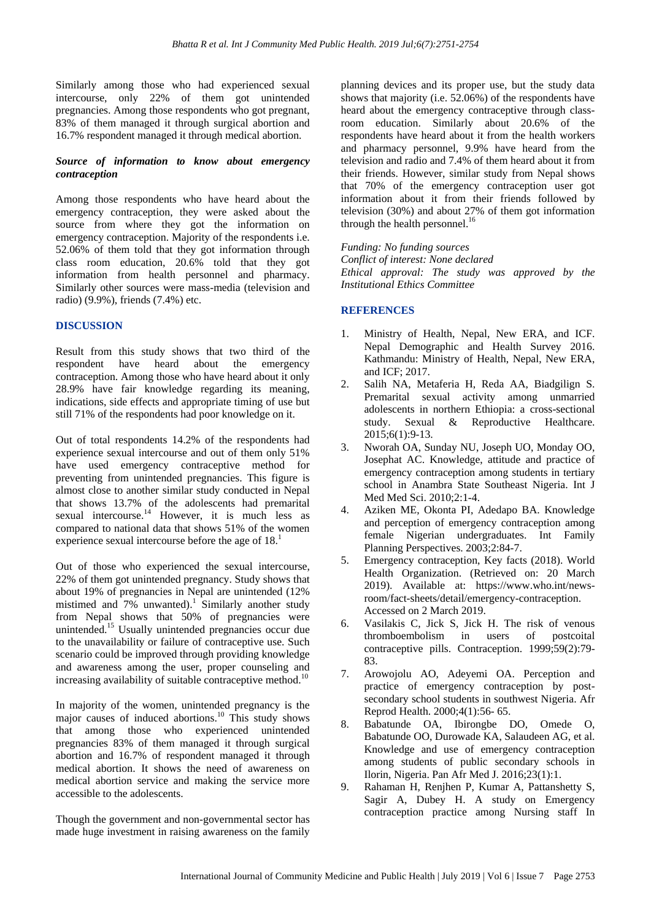Similarly among those who had experienced sexual intercourse, only 22% of them got unintended pregnancies. Among those respondents who got pregnant, 83% of them managed it through surgical abortion and 16.7% respondent managed it through medical abortion.

### *Source of information to know about emergency contraception*

Among those respondents who have heard about the emergency contraception, they were asked about the source from where they got the information on emergency contraception. Majority of the respondents i.e. 52.06% of them told that they got information through class room education, 20.6% told that they got information from health personnel and pharmacy. Similarly other sources were mass-media (television and radio) (9.9%), friends (7.4%) etc.

## DISCUSSION

Result from this study shows that two third of the respondent have heard about the emergency contraception. Among those who have heard about it only 28.9% have fair knowledge regarding its meaning, indications, side effects and appropriate timing of use but still 71% of the respondents had poor knowledge on it.

Out of total respondents 14.2% of the respondents had experience sexual intercourse and out of them only 51% have used emergency contraceptive method for preventing from unintended pregnancies. This figure is almost close to another similar study conducted in Nepal that shows 13.7% of the adolescents had premarital sexual intercourse.[14] However, it is much less as compared to national data that shows 51% of the women experience sexual intercourse before the age of 18.[1]

Out of those who experienced the sexual intercourse, 22% of them got unintended pregnancy. Study shows that about 19% of pregnancies in Nepal are unintended (12% mistimed and 7% unwanted).[1] Similarly another study from Nepal shows that 50% of pregnancies were unintended.[15] Usually unintended pregnancies occur due to the unavailability or failure of contraceptive use. Such scenario could be improved through providing knowledge and awareness among the user, proper counseling and increasing availability of suitable contraceptive method.[10]

In majority of the women, unintended pregnancy is the major causes of induced abortions.[10] This study shows that among those who experienced unintended pregnancies 83% of them managed it through surgical abortion and 16.7% of respondent managed it through medical abortion. It shows the need of awareness on medical abortion service and making the service more accessible to the adolescents.

Though the government and non-governmental sector has made huge investment in raising awareness on the family planning devices and its proper use, but the study data shows that majority (i.e. 52.06%) of the respondents have heard about the emergency contraceptive through class-room education. Similarly about 20.6% of the respondents have heard about it from the health workers and pharmacy personnel, 9.9% have heard from the television and radio and 7.4% of them heard about it from their friends. However, similar study from Nepal shows that 70% of the emergency contraception user got information about it from their friends followed by television (30%) and about 27% of them got information through the health personnel.[16]

*Funding: No funding sources*
*Conflict of interest: None declared*
*Ethical approval: The study was approved by the Institutional Ethics Committee*

## REFERENCES

1. Ministry of Health, Nepal, New ERA, and ICF. Nepal Demographic and Health Survey 2016. Kathmandu: Ministry of Health, Nepal, New ERA, and ICF; 2017.
2. Salih NA, Metaferia H, Reda AA, Biadgilign S. Premarital sexual activity among unmarried adolescents in northern Ethiopia: a cross-sectional study. Sexual & Reproductive Healthcare. 2015;6(1):9-13.
3. Nworah OA, Sunday NU, Joseph UO, Monday OO, Josephat AC. Knowledge, attitude and practice of emergency contraception among students in tertiary school in Anambra State Southeast Nigeria. Int J Med Med Sci. 2010;2:1-4.
4. Aziken ME, Okonta PI, Adedapo BA. Knowledge and perception of emergency contraception among female Nigerian undergraduates. Int Family Planning Perspectives. 2003;2:84-7.
5. Emergency contraception, Key facts (2018). World Health Organization. (Retrieved on: 20 March 2019). Available at: https://www.who.int/news-room/fact-sheets/detail/emergency-contraception. Accessed on 2 March 2019.
6. Vasilakis C, Jick S, Jick H. The risk of venous thromboembolism in users of postcoital contraceptive pills. Contraception. 1999;59(2):79-83.
7. Arowojolu AO, Adeyemi OA. Perception and practice of emergency contraception by post-secondary school students in southwest Nigeria. Afr Reprod Health. 2000;4(1):56- 65.
8. Babatunde OA, Ibirongbe DO, Omede O, Babatunde OO, Durowade KA, Salaudeen AG, et al. Knowledge and use of emergency contraception among students of public secondary schools in Ilorin, Nigeria. Pan Afr Med J. 2016;23(1):1.
9. Rahaman H, Renjhen P, Kumar A, Pattanshetty S, Sagir A, Dubey H. A study on Emergency contraception practice among Nursing staff In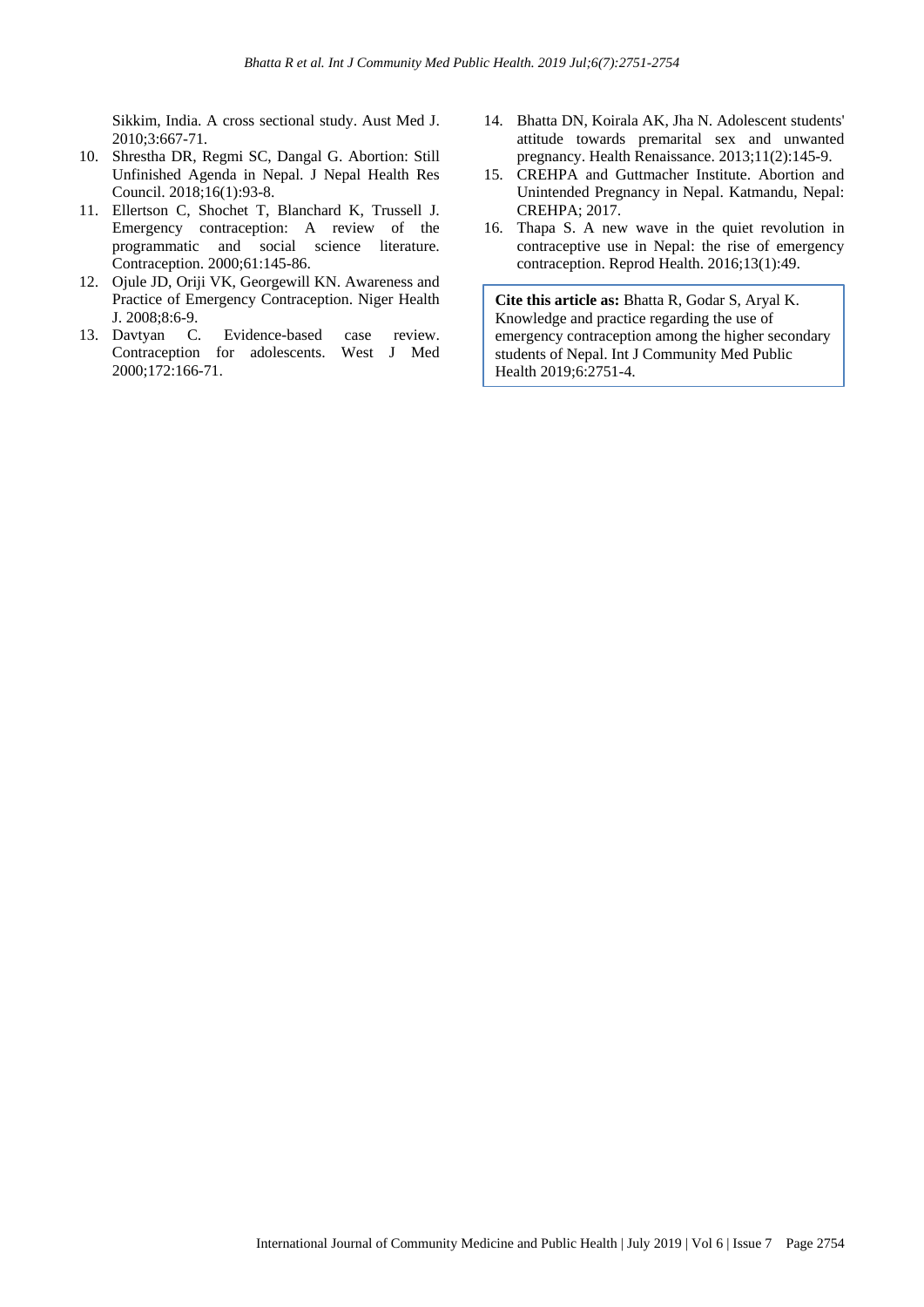Sikkim, India. A cross sectional study. Aust Med J. 2010;3:667-71.

10. Shrestha DR, Regmi SC, Dangal G. Abortion: Still Unfinished Agenda in Nepal. J Nepal Health Res Council. 2018;16(1):93-8.
11. Ellertson C, Shochet T, Blanchard K, Trussell J. Emergency contraception: A review of the programmatic and social science literature. Contraception. 2000;61:145-86.
12. Ojule JD, Oriji VK, Georgewill KN. Awareness and Practice of Emergency Contraception. Niger Health J. 2008;8:6-9.
13. Davtyan C. Evidence-based case review. Contraception for adolescents. West J Med 2000;172:166-71.
14. Bhatta DN, Koirala AK, Jha N. Adolescent students' attitude towards premarital sex and unwanted pregnancy. Health Renaissance. 2013;11(2):145-9.
15. CREHPA and Guttmacher Institute. Abortion and Unintended Pregnancy in Nepal. Katmandu, Nepal: CREHPA; 2017.
16. Thapa S. A new wave in the quiet revolution in contraceptive use in Nepal: the rise of emergency contraception. Reprod Health. 2016;13(1):49.

**Cite this article as:** Bhatta R, Godar S, Aryal K. Knowledge and practice regarding the use of emergency contraception among the higher secondary students of Nepal. Int J Community Med Public Health 2019;6:2751-4.